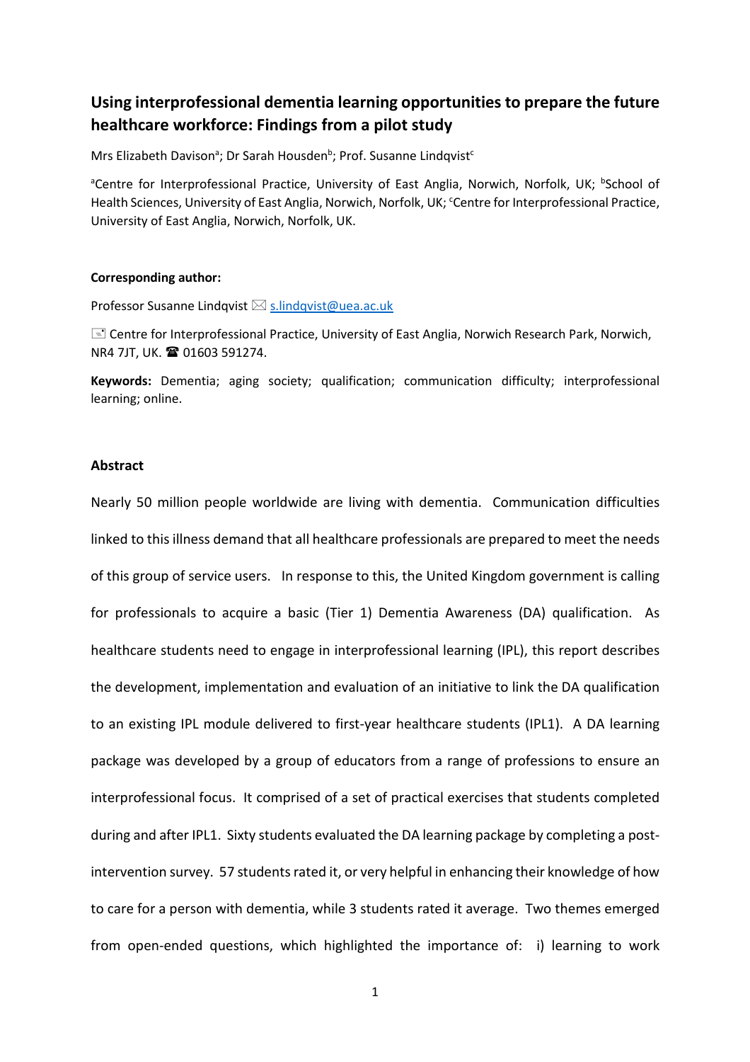# Using interprofessional dementia learning opportunities to prepare the future healthcare workforce: Findings from a pilot study

Mrs Elizabeth Davison[a]; Dr Sarah Housden[b]; Prof. Susanne Lindqvist[c]

[a]Centre for Interprofessional Practice, University of East Anglia, Norwich, Norfolk, UK; [b]School of Health Sciences, University of East Anglia, Norwich, Norfolk, UK; [c]Centre for Interprofessional Practice, University of East Anglia, Norwich, Norfolk, UK.

**Corresponding author:**

Professor Susanne Lindqvist ✉ s.lindqvist@uea.ac.uk

📧 Centre for Interprofessional Practice, University of East Anglia, Norwich Research Park, Norwich, NR4 7JT, UK. ☎ 01603 591274.

**Keywords:** Dementia; aging society; qualification; communication difficulty; interprofessional learning; online.

## Abstract

Nearly 50 million people worldwide are living with dementia. Communication difficulties linked to this illness demand that all healthcare professionals are prepared to meet the needs of this group of service users. In response to this, the United Kingdom government is calling for professionals to acquire a basic (Tier 1) Dementia Awareness (DA) qualification. As healthcare students need to engage in interprofessional learning (IPL), this report describes the development, implementation and evaluation of an initiative to link the DA qualification to an existing IPL module delivered to first-year healthcare students (IPL1). A DA learning package was developed by a group of educators from a range of professions to ensure an interprofessional focus. It comprised of a set of practical exercises that students completed during and after IPL1. Sixty students evaluated the DA learning package by completing a post-intervention survey. 57 students rated it, or very helpful in enhancing their knowledge of how to care for a person with dementia, while 3 students rated it average. Two themes emerged from open-ended questions, which highlighted the importance of: i) learning to work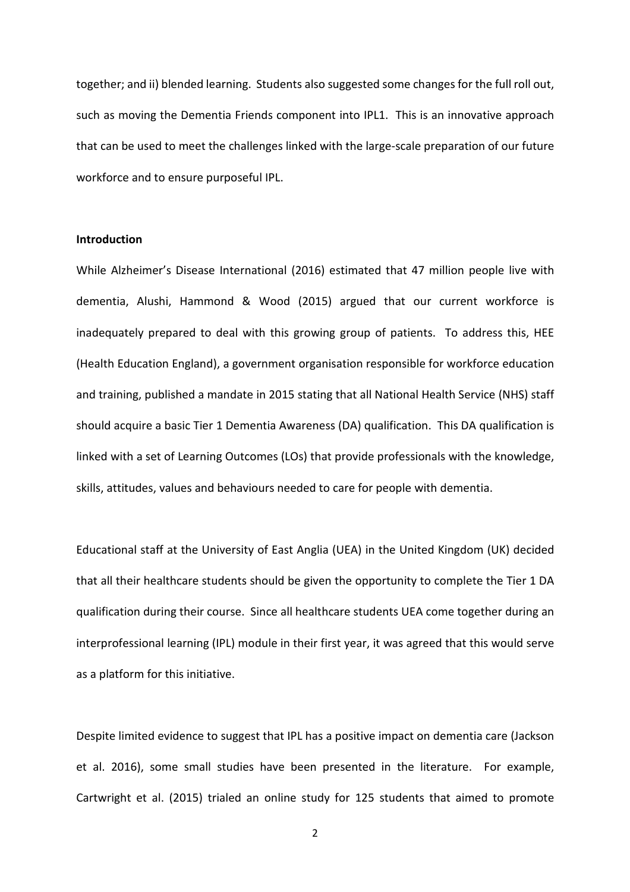together; and ii) blended learning. Students also suggested some changes for the full roll out, such as moving the Dementia Friends component into IPL1. This is an innovative approach that can be used to meet the challenges linked with the large-scale preparation of our future workforce and to ensure purposeful IPL.

**Introduction**

While Alzheimer's Disease International (2016) estimated that 47 million people live with dementia, Alushi, Hammond & Wood (2015) argued that our current workforce is inadequately prepared to deal with this growing group of patients. To address this, HEE (Health Education England), a government organisation responsible for workforce education and training, published a mandate in 2015 stating that all National Health Service (NHS) staff should acquire a basic Tier 1 Dementia Awareness (DA) qualification. This DA qualification is linked with a set of Learning Outcomes (LOs) that provide professionals with the knowledge, skills, attitudes, values and behaviours needed to care for people with dementia.

Educational staff at the University of East Anglia (UEA) in the United Kingdom (UK) decided that all their healthcare students should be given the opportunity to complete the Tier 1 DA qualification during their course. Since all healthcare students UEA come together during an interprofessional learning (IPL) module in their first year, it was agreed that this would serve as a platform for this initiative.

Despite limited evidence to suggest that IPL has a positive impact on dementia care (Jackson et al. 2016), some small studies have been presented in the literature. For example, Cartwright et al. (2015) trialed an online study for 125 students that aimed to promote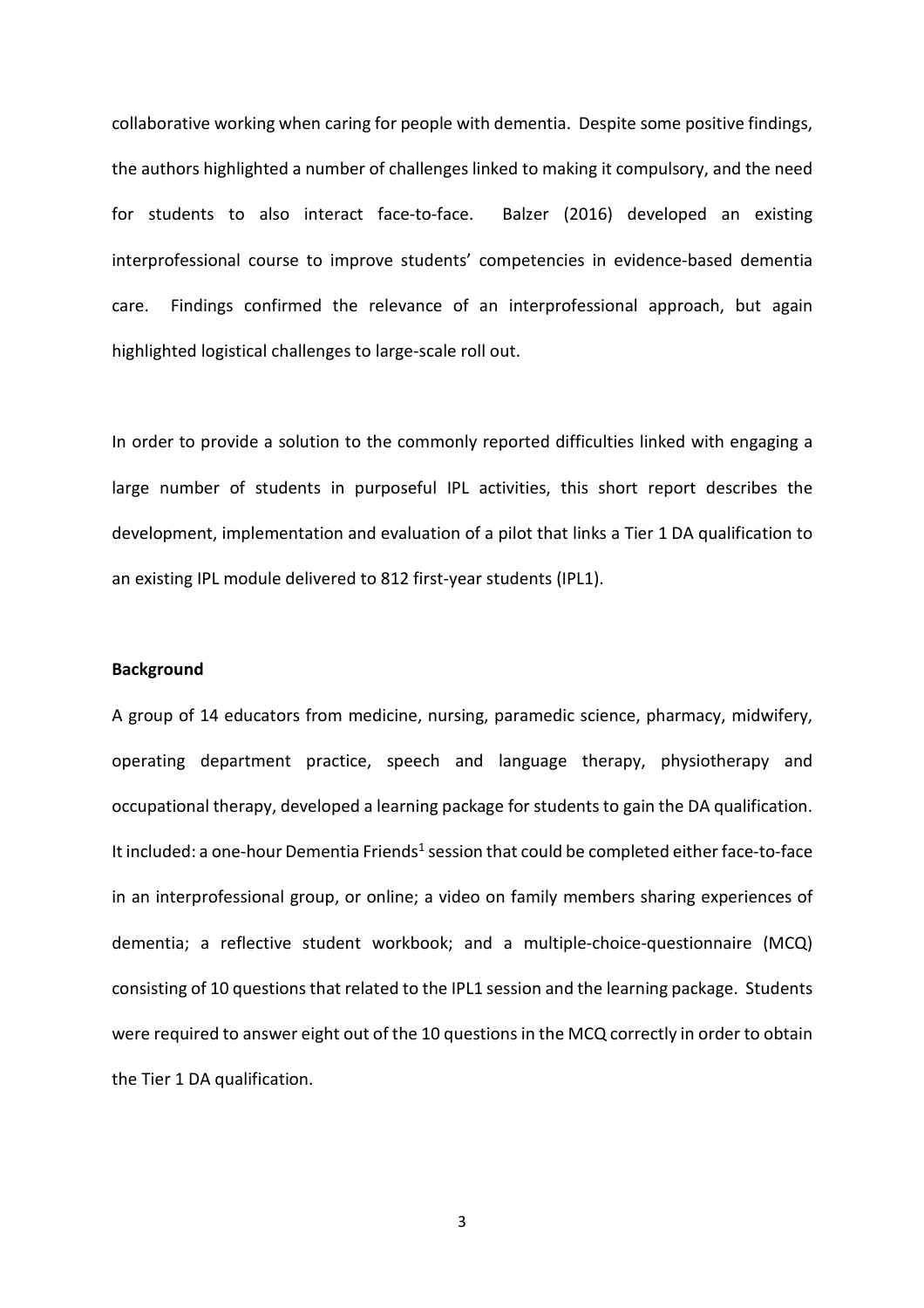collaborative working when caring for people with dementia. Despite some positive findings, the authors highlighted a number of challenges linked to making it compulsory, and the need for students to also interact face-to-face. Balzer (2016) developed an existing interprofessional course to improve students' competencies in evidence-based dementia care. Findings confirmed the relevance of an interprofessional approach, but again highlighted logistical challenges to large-scale roll out.

In order to provide a solution to the commonly reported difficulties linked with engaging a large number of students in purposeful IPL activities, this short report describes the development, implementation and evaluation of a pilot that links a Tier 1 DA qualification to an existing IPL module delivered to 812 first-year students (IPL1).

**Background**

A group of 14 educators from medicine, nursing, paramedic science, pharmacy, midwifery, operating department practice, speech and language therapy, physiotherapy and occupational therapy, developed a learning package for students to gain the DA qualification. It included: a one-hour Dementia Friends[1] session that could be completed either face-to-face in an interprofessional group, or online; a video on family members sharing experiences of dementia; a reflective student workbook; and a multiple-choice-questionnaire (MCQ) consisting of 10 questions that related to the IPL1 session and the learning package. Students were required to answer eight out of the 10 questions in the MCQ correctly in order to obtain the Tier 1 DA qualification.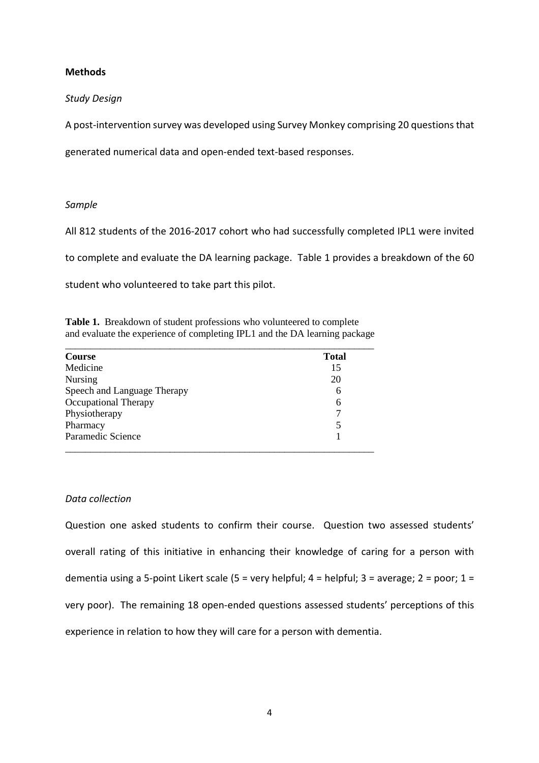## Methods

### *Study Design*

A post-intervention survey was developed using Survey Monkey comprising 20 questions that generated numerical data and open-ended text-based responses.

### *Sample*

All 812 students of the 2016-2017 cohort who had successfully completed IPL1 were invited to complete and evaluate the DA learning package. Table 1 provides a breakdown of the 60 student who volunteered to take part this pilot.

**Table 1.** Breakdown of student professions who volunteered to complete and evaluate the experience of completing IPL1 and the DA learning package

| Course | Total |
|---|---|
| Medicine | 15 |
| Nursing | 20 |
| Speech and Language Therapy | 6 |
| Occupational Therapy | 6 |
| Physiotherapy | 7 |
| Pharmacy | 5 |
| Paramedic Science | 1 |

### *Data collection*

Question one asked students to confirm their course. Question two assessed students' overall rating of this initiative in enhancing their knowledge of caring for a person with dementia using a 5-point Likert scale (5 = very helpful; 4 = helpful; 3 = average; 2 = poor; 1 = very poor). The remaining 18 open-ended questions assessed students' perceptions of this experience in relation to how they will care for a person with dementia.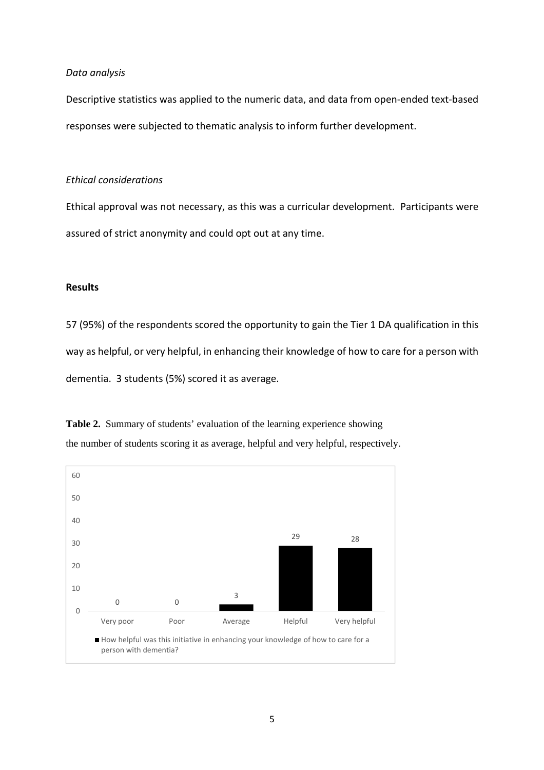*Data analysis*

Descriptive statistics was applied to the numeric data, and data from open-ended text-based responses were subjected to thematic analysis to inform further development.

*Ethical considerations*

Ethical approval was not necessary, as this was a curricular development. Participants were assured of strict anonymity and could opt out at any time.

## Results

57 (95%) of the respondents scored the opportunity to gain the Tier 1 DA qualification in this way as helpful, or very helpful, in enhancing their knowledge of how to care for a person with dementia. 3 students (5%) scored it as average.

**Table 2.** Summary of students' evaluation of the learning experience showing the number of students scoring it as average, helpful and very helpful, respectively.

| How helpful was this initiative in enhancing your knowledge of how to care for a person with dementia? | Very poor | Poor | Average | Helpful | Very helpful |
|---|---|---|---|---|---|
| Number of students | 0 | 0 | 3 | 29 | 28 |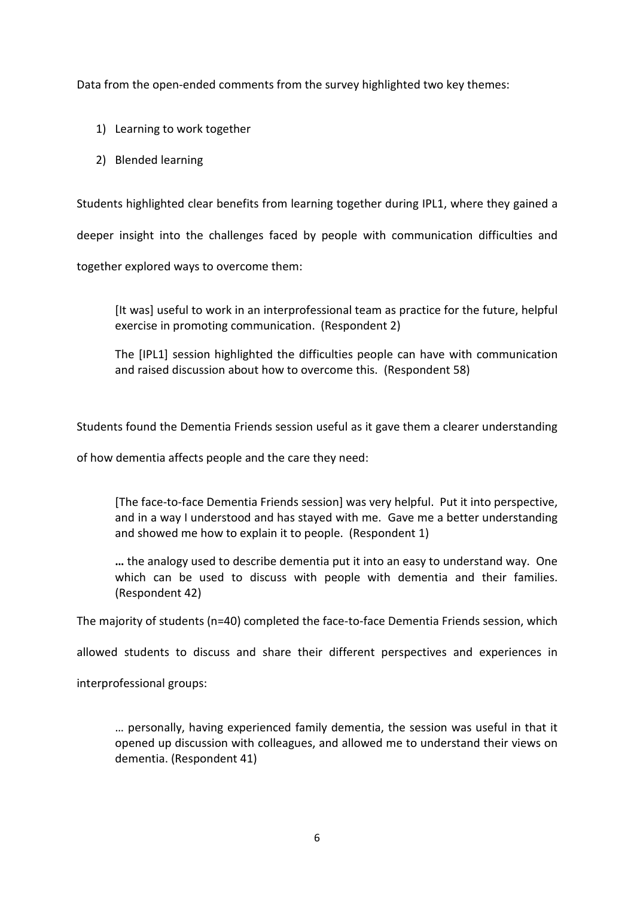Data from the open-ended comments from the survey highlighted two key themes:

1) Learning to work together
2) Blended learning

Students highlighted clear benefits from learning together during IPL1, where they gained a deeper insight into the challenges faced by people with communication difficulties and together explored ways to overcome them:

> [It was] useful to work in an interprofessional team as practice for the future, helpful exercise in promoting communication. (Respondent 2)
>
> The [IPL1] session highlighted the difficulties people can have with communication and raised discussion about how to overcome this. (Respondent 58)

Students found the Dementia Friends session useful as it gave them a clearer understanding of how dementia affects people and the care they need:

> [The face-to-face Dementia Friends session] was very helpful. Put it into perspective, and in a way I understood and has stayed with me. Gave me a better understanding and showed me how to explain it to people. (Respondent 1)
>
> **…** the analogy used to describe dementia put it into an easy to understand way. One which can be used to discuss with people with dementia and their families. (Respondent 42)

The majority of students (n=40) completed the face-to-face Dementia Friends session, which allowed students to discuss and share their different perspectives and experiences in interprofessional groups:

> … personally, having experienced family dementia, the session was useful in that it opened up discussion with colleagues, and allowed me to understand their views on dementia. (Respondent 41)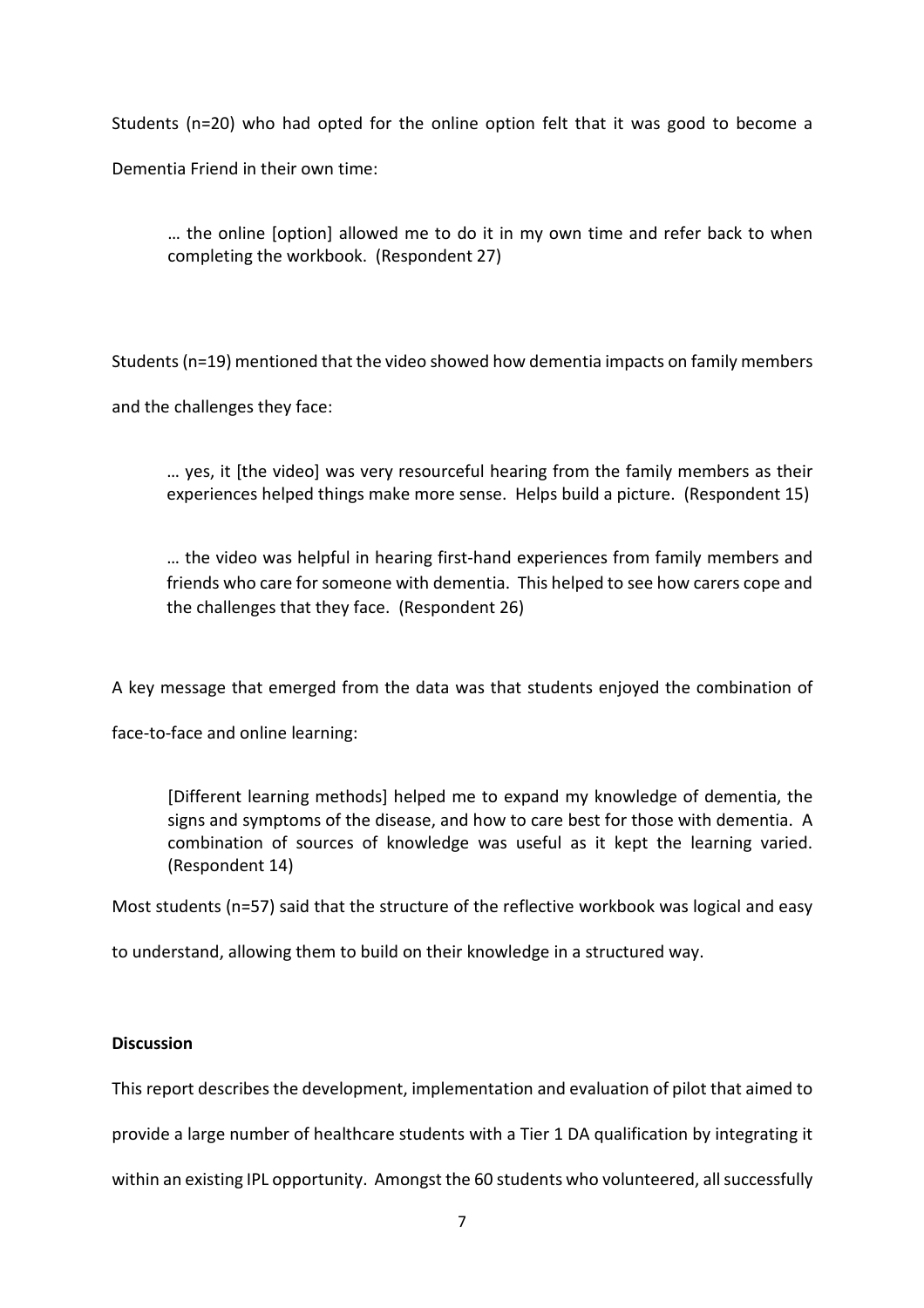Students (n=20) who had opted for the online option felt that it was good to become a Dementia Friend in their own time:

> … the online [option] allowed me to do it in my own time and refer back to when completing the workbook. (Respondent 27)

Students (n=19) mentioned that the video showed how dementia impacts on family members and the challenges they face:

> … yes, it [the video] was very resourceful hearing from the family members as their experiences helped things make more sense. Helps build a picture. (Respondent 15)

> … the video was helpful in hearing first-hand experiences from family members and friends who care for someone with dementia. This helped to see how carers cope and the challenges that they face. (Respondent 26)

A key message that emerged from the data was that students enjoyed the combination of face-to-face and online learning:

> [Different learning methods] helped me to expand my knowledge of dementia, the signs and symptoms of the disease, and how to care best for those with dementia. A combination of sources of knowledge was useful as it kept the learning varied. (Respondent 14)

Most students (n=57) said that the structure of the reflective workbook was logical and easy to understand, allowing them to build on their knowledge in a structured way.

**Discussion**

This report describes the development, implementation and evaluation of pilot that aimed to provide a large number of healthcare students with a Tier 1 DA qualification by integrating it within an existing IPL opportunity. Amongst the 60 students who volunteered, all successfully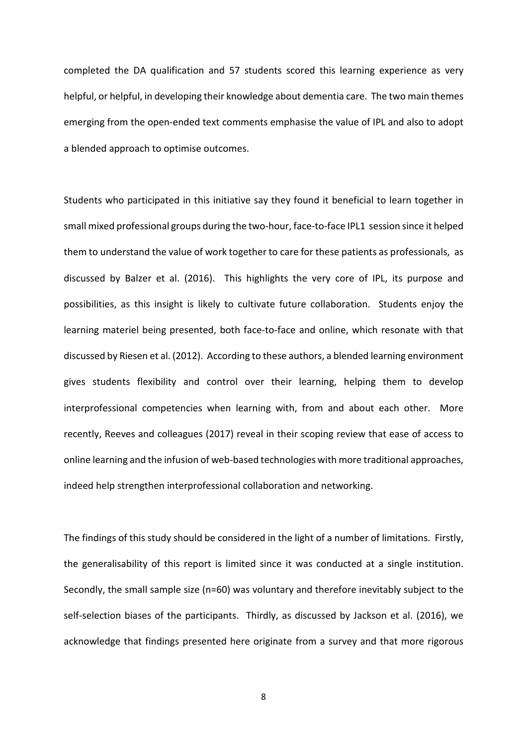completed the DA qualification and 57 students scored this learning experience as very helpful, or helpful, in developing their knowledge about dementia care. The two main themes emerging from the open-ended text comments emphasise the value of IPL and also to adopt a blended approach to optimise outcomes.

Students who participated in this initiative say they found it beneficial to learn together in small mixed professional groups during the two-hour, face-to-face IPL1 session since it helped them to understand the value of work together to care for these patients as professionals, as discussed by Balzer et al. (2016). This highlights the very core of IPL, its purpose and possibilities, as this insight is likely to cultivate future collaboration. Students enjoy the learning materiel being presented, both face-to-face and online, which resonate with that discussed by Riesen et al. (2012). According to these authors, a blended learning environment gives students flexibility and control over their learning, helping them to develop interprofessional competencies when learning with, from and about each other. More recently, Reeves and colleagues (2017) reveal in their scoping review that ease of access to online learning and the infusion of web-based technologies with more traditional approaches, indeed help strengthen interprofessional collaboration and networking.

The findings of this study should be considered in the light of a number of limitations. Firstly, the generalisability of this report is limited since it was conducted at a single institution. Secondly, the small sample size (n=60) was voluntary and therefore inevitably subject to the self-selection biases of the participants. Thirdly, as discussed by Jackson et al. (2016), we acknowledge that findings presented here originate from a survey and that more rigorous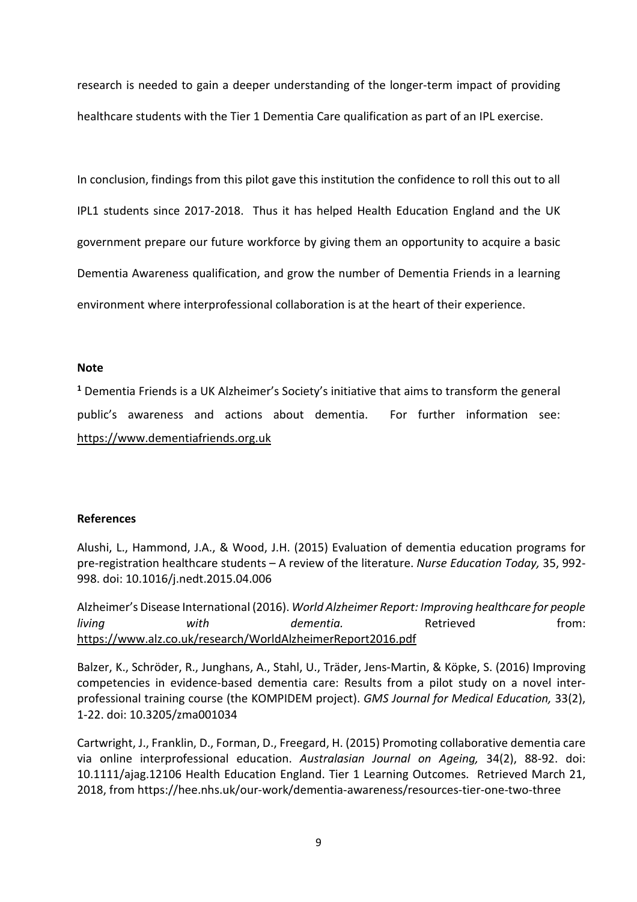research is needed to gain a deeper understanding of the longer-term impact of providing healthcare students with the Tier 1 Dementia Care qualification as part of an IPL exercise.

In conclusion, findings from this pilot gave this institution the confidence to roll this out to all IPL1 students since 2017-2018. Thus it has helped Health Education England and the UK government prepare our future workforce by giving them an opportunity to acquire a basic Dementia Awareness qualification, and grow the number of Dementia Friends in a learning environment where interprofessional collaboration is at the heart of their experience.

**Note**

[1] Dementia Friends is a UK Alzheimer's Society's initiative that aims to transform the general public's awareness and actions about dementia. For further information see: https://www.dementiafriends.org.uk

**References**

Alushi, L., Hammond, J.A., & Wood, J.H. (2015) Evaluation of dementia education programs for pre-registration healthcare students – A review of the literature. *Nurse Education Today,* 35, 992-998. doi: 10.1016/j.nedt.2015.04.006

Alzheimer's Disease International (2016). *World Alzheimer Report: Improving healthcare for people living with dementia.* Retrieved from: https://www.alz.co.uk/research/WorldAlzheimerReport2016.pdf

Balzer, K., Schröder, R., Junghans, A., Stahl, U., Träder, Jens-Martin, & Köpke, S. (2016) Improving competencies in evidence-based dementia care: Results from a pilot study on a novel inter-professional training course (the KOMPIDEM project). *GMS Journal for Medical Education,* 33(2), 1-22. doi: 10.3205/zma001034

Cartwright, J., Franklin, D., Forman, D., Freegard, H. (2015) Promoting collaborative dementia care via online interprofessional education. *Australasian Journal on Ageing,* 34(2), 88-92. doi: 10.1111/ajag.12106 Health Education England. Tier 1 Learning Outcomes. Retrieved March 21, 2018, from https://hee.nhs.uk/our-work/dementia-awareness/resources-tier-one-two-three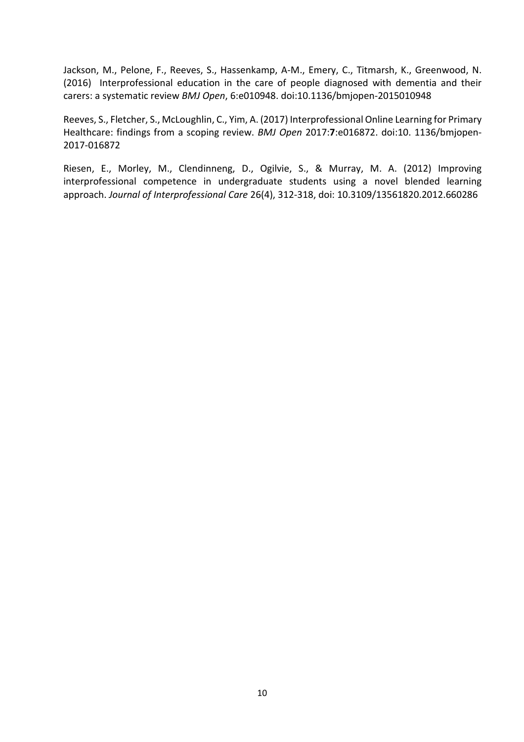Jackson, M., Pelone, F., Reeves, S., Hassenkamp, A-M., Emery, C., Titmarsh, K., Greenwood, N. (2016) Interprofessional education in the care of people diagnosed with dementia and their carers: a systematic review *BMJ Open*, 6:e010948. doi:10.1136/bmjopen-2015010948

Reeves, S., Fletcher, S., McLoughlin, C., Yim, A. (2017) Interprofessional Online Learning for Primary Healthcare: findings from a scoping review. *BMJ Open* 2017:**7**:e016872. doi:10. 1136/bmjopen-2017-016872

Riesen, E., Morley, M., Clendinneng, D., Ogilvie, S., & Murray, M. A. (2012) Improving interprofessional competence in undergraduate students using a novel blended learning approach. *Journal of Interprofessional Care* 26(4), 312-318, doi: 10.3109/13561820.2012.660286